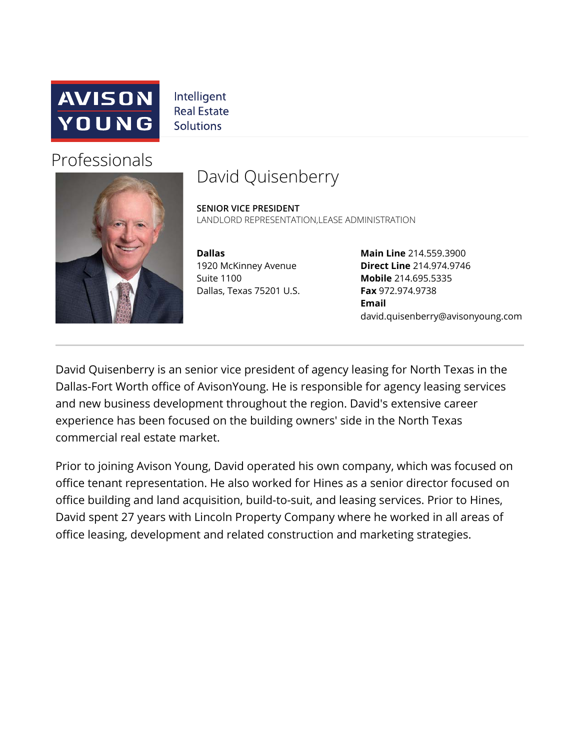AVISON YOUNG

Intelligent
Real Estate
Solutions

# Professionals

## David Quisenberry

**SENIOR VICE PRESIDENT**
LANDLORD REPRESENTATION,LEASE ADMINISTRATION

**Dallas**
1920 McKinney Avenue
Suite 1100
Dallas, Texas 75201 U.S.

**Main Line** 214.559.3900
**Direct Line** 214.974.9746
**Mobile** 214.695.5335
**Fax** 972.974.9738
**Email**
david.quisenberry@avisonyoung.com

---

David Quisenberry is an senior vice president of agency leasing for North Texas in the Dallas-Fort Worth office of AvisonYoung. He is responsible for agency leasing services and new business development throughout the region. David's extensive career experience has been focused on the building owners' side in the North Texas commercial real estate market.

Prior to joining Avison Young, David operated his own company, which was focused on office tenant representation. He also worked for Hines as a senior director focused on office building and land acquisition, build-to-suit, and leasing services. Prior to Hines, David spent 27 years with Lincoln Property Company where he worked in all areas of office leasing, development and related construction and marketing strategies.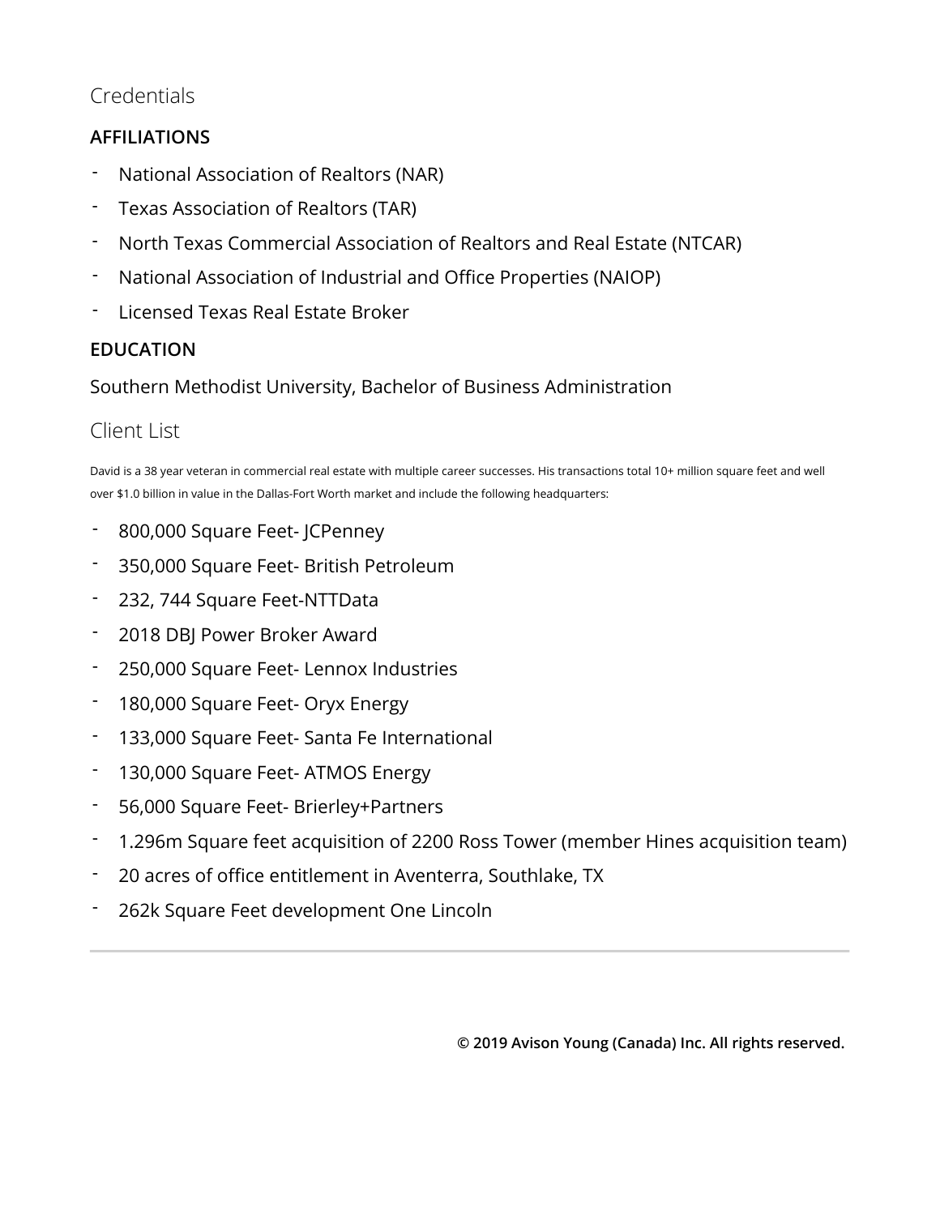## Credentials

### AFFILIATIONS

- National Association of Realtors (NAR)
- Texas Association of Realtors (TAR)
- North Texas Commercial Association of Realtors and Real Estate (NTCAR)
- National Association of Industrial and Office Properties (NAIOP)
- Licensed Texas Real Estate Broker

### EDUCATION

Southern Methodist University, Bachelor of Business Administration

## Client List

David is a 38 year veteran in commercial real estate with multiple career successes. His transactions total 10+ million square feet and well over $1.0 billion in value in the Dallas-Fort Worth market and include the following headquarters:

- 800,000 Square Feet- JCPenney
- 350,000 Square Feet- British Petroleum
- 232, 744 Square Feet-NTTData
- 2018 DBJ Power Broker Award
- 250,000 Square Feet- Lennox Industries
- 180,000 Square Feet- Oryx Energy
- 133,000 Square Feet- Santa Fe International
- 130,000 Square Feet- ATMOS Energy
- 56,000 Square Feet- Brierley+Partners
- 1.296m Square feet acquisition of 2200 Ross Tower (member Hines acquisition team)
- 20 acres of office entitlement in Aventerra, Southlake, TX
- 262k Square Feet development One Lincoln

---

**© 2019 Avison Young (Canada) Inc. All rights reserved.**